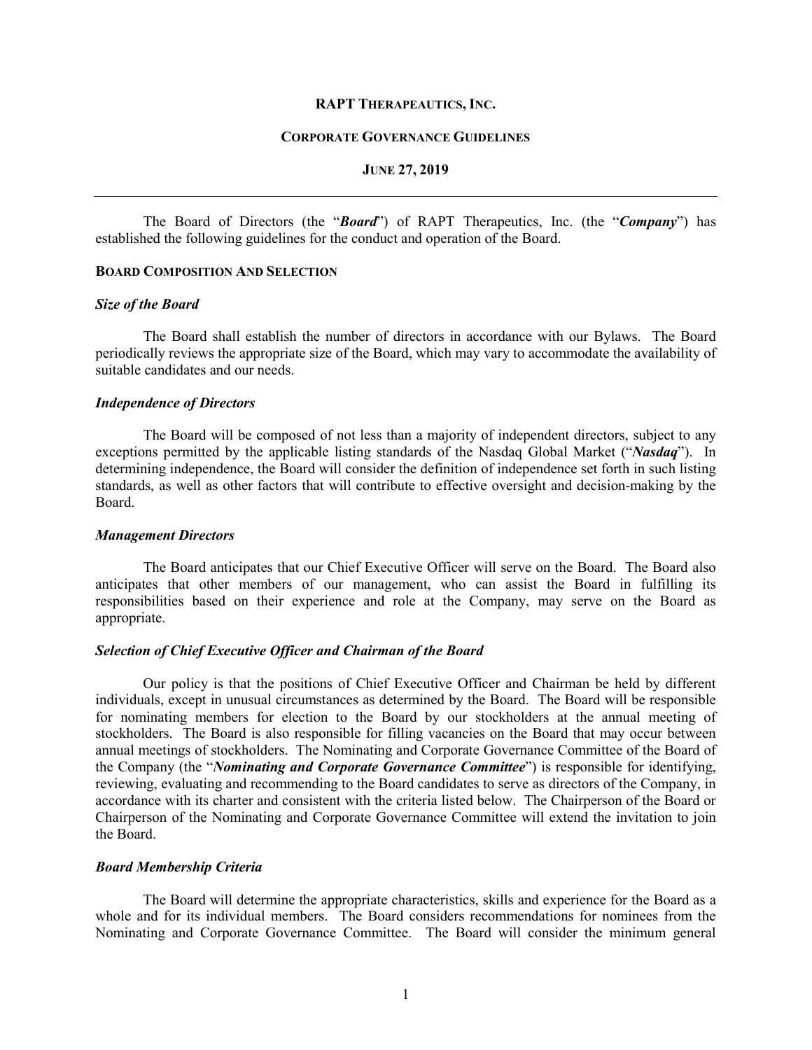# RAPT THERAPEAUTICS, INC.

## CORPORATE GOVERNANCE GUIDELINES

**JUNE 27, 2019**

---

The Board of Directors (the "***Board***") of RAPT Therapeutics, Inc. (the "***Company***") has established the following guidelines for the conduct and operation of the Board.

### BOARD COMPOSITION AND SELECTION

***Size of the Board***

The Board shall establish the number of directors in accordance with our Bylaws. The Board periodically reviews the appropriate size of the Board, which may vary to accommodate the availability of suitable candidates and our needs.

***Independence of Directors***

The Board will be composed of not less than a majority of independent directors, subject to any exceptions permitted by the applicable listing standards of the Nasdaq Global Market ("***Nasdaq***"). In determining independence, the Board will consider the definition of independence set forth in such listing standards, as well as other factors that will contribute to effective oversight and decision-making by the Board.

***Management Directors***

The Board anticipates that our Chief Executive Officer will serve on the Board. The Board also anticipates that other members of our management, who can assist the Board in fulfilling its responsibilities based on their experience and role at the Company, may serve on the Board as appropriate.

***Selection of Chief Executive Officer and Chairman of the Board***

Our policy is that the positions of Chief Executive Officer and Chairman be held by different individuals, except in unusual circumstances as determined by the Board. The Board will be responsible for nominating members for election to the Board by our stockholders at the annual meeting of stockholders. The Board is also responsible for filling vacancies on the Board that may occur between annual meetings of stockholders. The Nominating and Corporate Governance Committee of the Board of the Company (the "***Nominating and Corporate Governance Committee***") is responsible for identifying, reviewing, evaluating and recommending to the Board candidates to serve as directors of the Company, in accordance with its charter and consistent with the criteria listed below. The Chairperson of the Board or Chairperson of the Nominating and Corporate Governance Committee will extend the invitation to join the Board.

***Board Membership Criteria***

The Board will determine the appropriate characteristics, skills and experience for the Board as a whole and for its individual members. The Board considers recommendations for nominees from the Nominating and Corporate Governance Committee. The Board will consider the minimum general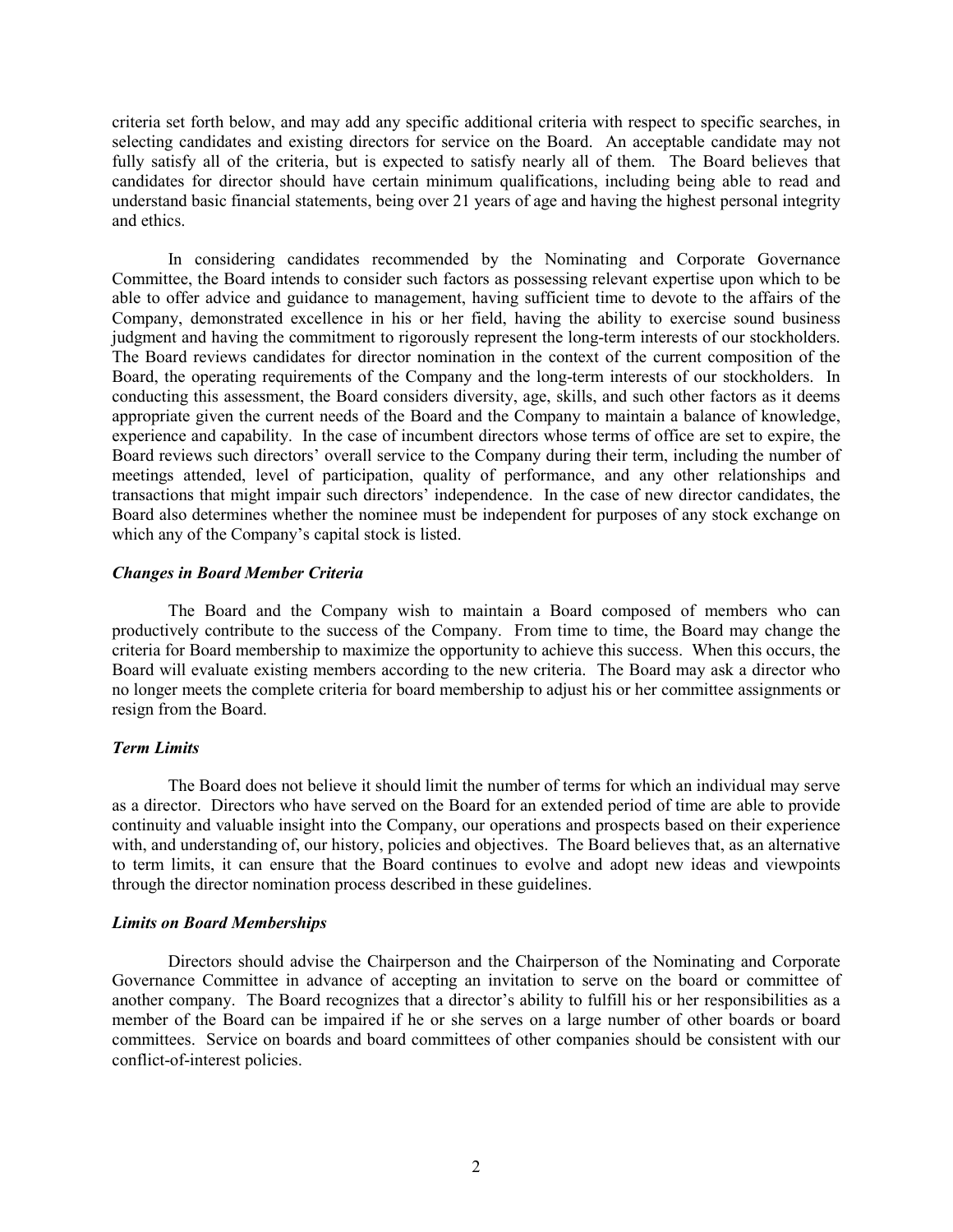criteria set forth below, and may add any specific additional criteria with respect to specific searches, in selecting candidates and existing directors for service on the Board. An acceptable candidate may not fully satisfy all of the criteria, but is expected to satisfy nearly all of them. The Board believes that candidates for director should have certain minimum qualifications, including being able to read and understand basic financial statements, being over 21 years of age and having the highest personal integrity and ethics.

In considering candidates recommended by the Nominating and Corporate Governance Committee, the Board intends to consider such factors as possessing relevant expertise upon which to be able to offer advice and guidance to management, having sufficient time to devote to the affairs of the Company, demonstrated excellence in his or her field, having the ability to exercise sound business judgment and having the commitment to rigorously represent the long-term interests of our stockholders. The Board reviews candidates for director nomination in the context of the current composition of the Board, the operating requirements of the Company and the long-term interests of our stockholders. In conducting this assessment, the Board considers diversity, age, skills, and such other factors as it deems appropriate given the current needs of the Board and the Company to maintain a balance of knowledge, experience and capability. In the case of incumbent directors whose terms of office are set to expire, the Board reviews such directors' overall service to the Company during their term, including the number of meetings attended, level of participation, quality of performance, and any other relationships and transactions that might impair such directors' independence. In the case of new director candidates, the Board also determines whether the nominee must be independent for purposes of any stock exchange on which any of the Company's capital stock is listed.

### *Changes in Board Member Criteria*

The Board and the Company wish to maintain a Board composed of members who can productively contribute to the success of the Company. From time to time, the Board may change the criteria for Board membership to maximize the opportunity to achieve this success. When this occurs, the Board will evaluate existing members according to the new criteria. The Board may ask a director who no longer meets the complete criteria for board membership to adjust his or her committee assignments or resign from the Board.

### *Term Limits*

The Board does not believe it should limit the number of terms for which an individual may serve as a director. Directors who have served on the Board for an extended period of time are able to provide continuity and valuable insight into the Company, our operations and prospects based on their experience with, and understanding of, our history, policies and objectives. The Board believes that, as an alternative to term limits, it can ensure that the Board continues to evolve and adopt new ideas and viewpoints through the director nomination process described in these guidelines.

### *Limits on Board Memberships*

Directors should advise the Chairperson and the Chairperson of the Nominating and Corporate Governance Committee in advance of accepting an invitation to serve on the board or committee of another company. The Board recognizes that a director's ability to fulfill his or her responsibilities as a member of the Board can be impaired if he or she serves on a large number of other boards or board committees. Service on boards and board committees of other companies should be consistent with our conflict-of-interest policies.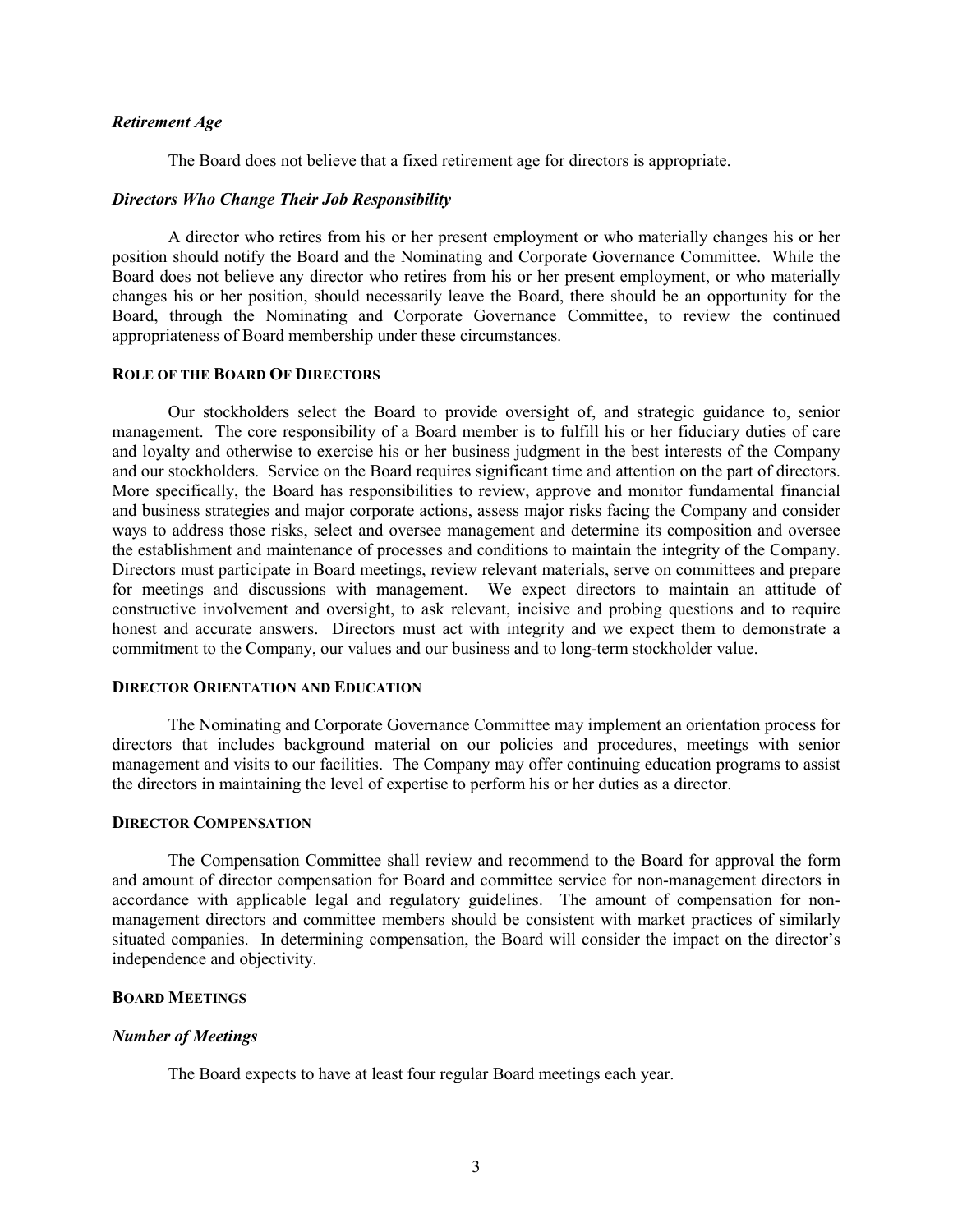### *Retirement Age*

The Board does not believe that a fixed retirement age for directors is appropriate.

### *Directors Who Change Their Job Responsibility*

A director who retires from his or her present employment or who materially changes his or her position should notify the Board and the Nominating and Corporate Governance Committee. While the Board does not believe any director who retires from his or her present employment, or who materially changes his or her position, should necessarily leave the Board, there should be an opportunity for the Board, through the Nominating and Corporate Governance Committee, to review the continued appropriateness of Board membership under these circumstances.

## ROLE OF THE BOARD OF DIRECTORS

Our stockholders select the Board to provide oversight of, and strategic guidance to, senior management. The core responsibility of a Board member is to fulfill his or her fiduciary duties of care and loyalty and otherwise to exercise his or her business judgment in the best interests of the Company and our stockholders. Service on the Board requires significant time and attention on the part of directors. More specifically, the Board has responsibilities to review, approve and monitor fundamental financial and business strategies and major corporate actions, assess major risks facing the Company and consider ways to address those risks, select and oversee management and determine its composition and oversee the establishment and maintenance of processes and conditions to maintain the integrity of the Company. Directors must participate in Board meetings, review relevant materials, serve on committees and prepare for meetings and discussions with management. We expect directors to maintain an attitude of constructive involvement and oversight, to ask relevant, incisive and probing questions and to require honest and accurate answers. Directors must act with integrity and we expect them to demonstrate a commitment to the Company, our values and our business and to long-term stockholder value.

## DIRECTOR ORIENTATION AND EDUCATION

The Nominating and Corporate Governance Committee may implement an orientation process for directors that includes background material on our policies and procedures, meetings with senior management and visits to our facilities. The Company may offer continuing education programs to assist the directors in maintaining the level of expertise to perform his or her duties as a director.

## DIRECTOR COMPENSATION

The Compensation Committee shall review and recommend to the Board for approval the form and amount of director compensation for Board and committee service for non-management directors in accordance with applicable legal and regulatory guidelines. The amount of compensation for non-management directors and committee members should be consistent with market practices of similarly situated companies. In determining compensation, the Board will consider the impact on the director's independence and objectivity.

## BOARD MEETINGS

### *Number of Meetings*

The Board expects to have at least four regular Board meetings each year.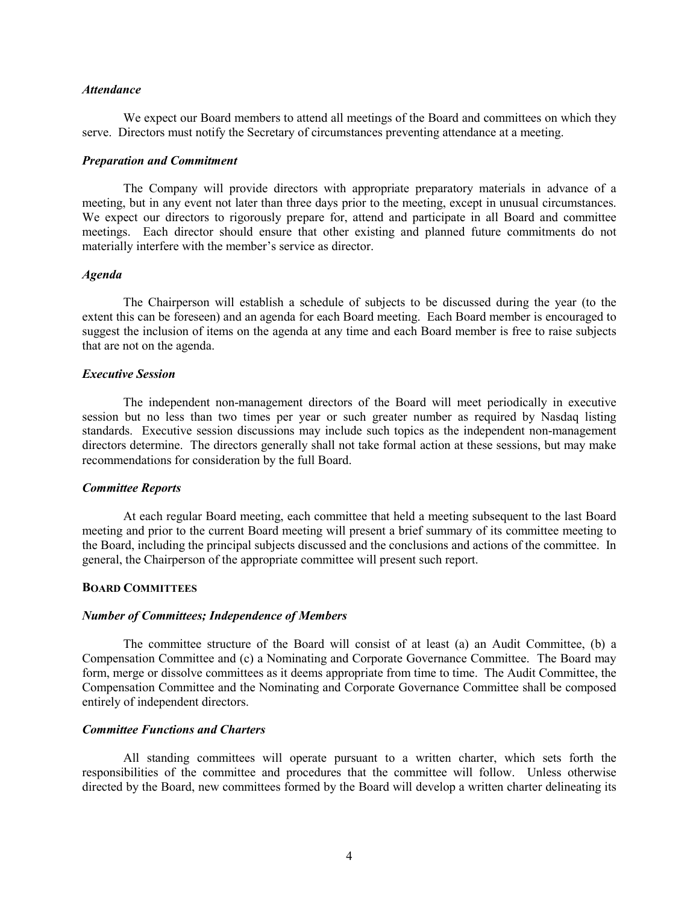### *Attendance*

We expect our Board members to attend all meetings of the Board and committees on which they serve. Directors must notify the Secretary of circumstances preventing attendance at a meeting.

### *Preparation and Commitment*

The Company will provide directors with appropriate preparatory materials in advance of a meeting, but in any event not later than three days prior to the meeting, except in unusual circumstances. We expect our directors to rigorously prepare for, attend and participate in all Board and committee meetings. Each director should ensure that other existing and planned future commitments do not materially interfere with the member's service as director.

### *Agenda*

The Chairperson will establish a schedule of subjects to be discussed during the year (to the extent this can be foreseen) and an agenda for each Board meeting. Each Board member is encouraged to suggest the inclusion of items on the agenda at any time and each Board member is free to raise subjects that are not on the agenda.

### *Executive Session*

The independent non-management directors of the Board will meet periodically in executive session but no less than two times per year or such greater number as required by Nasdaq listing standards. Executive session discussions may include such topics as the independent non-management directors determine. The directors generally shall not take formal action at these sessions, but may make recommendations for consideration by the full Board.

### *Committee Reports*

At each regular Board meeting, each committee that held a meeting subsequent to the last Board meeting and prior to the current Board meeting will present a brief summary of its committee meeting to the Board, including the principal subjects discussed and the conclusions and actions of the committee. In general, the Chairperson of the appropriate committee will present such report.

## BOARD COMMITTEES

### *Number of Committees; Independence of Members*

The committee structure of the Board will consist of at least (a) an Audit Committee, (b) a Compensation Committee and (c) a Nominating and Corporate Governance Committee. The Board may form, merge or dissolve committees as it deems appropriate from time to time. The Audit Committee, the Compensation Committee and the Nominating and Corporate Governance Committee shall be composed entirely of independent directors.

### *Committee Functions and Charters*

All standing committees will operate pursuant to a written charter, which sets forth the responsibilities of the committee and procedures that the committee will follow. Unless otherwise directed by the Board, new committees formed by the Board will develop a written charter delineating its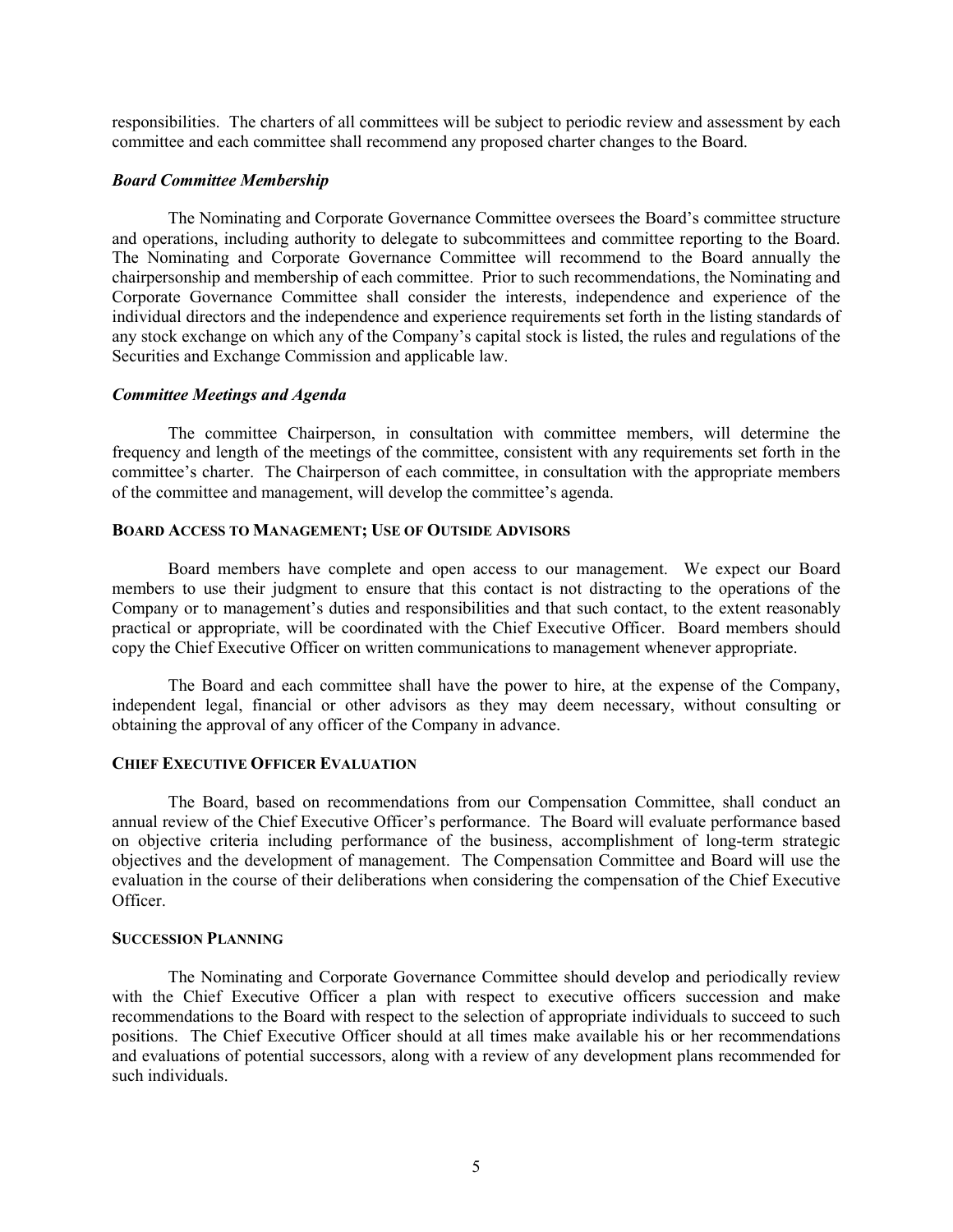responsibilities. The charters of all committees will be subject to periodic review and assessment by each committee and each committee shall recommend any proposed charter changes to the Board.

### *Board Committee Membership*

The Nominating and Corporate Governance Committee oversees the Board's committee structure and operations, including authority to delegate to subcommittees and committee reporting to the Board. The Nominating and Corporate Governance Committee will recommend to the Board annually the chairpersonship and membership of each committee. Prior to such recommendations, the Nominating and Corporate Governance Committee shall consider the interests, independence and experience of the individual directors and the independence and experience requirements set forth in the listing standards of any stock exchange on which any of the Company's capital stock is listed, the rules and regulations of the Securities and Exchange Commission and applicable law.

### *Committee Meetings and Agenda*

The committee Chairperson, in consultation with committee members, will determine the frequency and length of the meetings of the committee, consistent with any requirements set forth in the committee's charter. The Chairperson of each committee, in consultation with the appropriate members of the committee and management, will develop the committee's agenda.

## BOARD ACCESS TO MANAGEMENT; USE OF OUTSIDE ADVISORS

Board members have complete and open access to our management. We expect our Board members to use their judgment to ensure that this contact is not distracting to the operations of the Company or to management's duties and responsibilities and that such contact, to the extent reasonably practical or appropriate, will be coordinated with the Chief Executive Officer. Board members should copy the Chief Executive Officer on written communications to management whenever appropriate.

The Board and each committee shall have the power to hire, at the expense of the Company, independent legal, financial or other advisors as they may deem necessary, without consulting or obtaining the approval of any officer of the Company in advance.

## CHIEF EXECUTIVE OFFICER EVALUATION

The Board, based on recommendations from our Compensation Committee, shall conduct an annual review of the Chief Executive Officer's performance. The Board will evaluate performance based on objective criteria including performance of the business, accomplishment of long-term strategic objectives and the development of management. The Compensation Committee and Board will use the evaluation in the course of their deliberations when considering the compensation of the Chief Executive Officer.

## SUCCESSION PLANNING

The Nominating and Corporate Governance Committee should develop and periodically review with the Chief Executive Officer a plan with respect to executive officers succession and make recommendations to the Board with respect to the selection of appropriate individuals to succeed to such positions. The Chief Executive Officer should at all times make available his or her recommendations and evaluations of potential successors, along with a review of any development plans recommended for such individuals.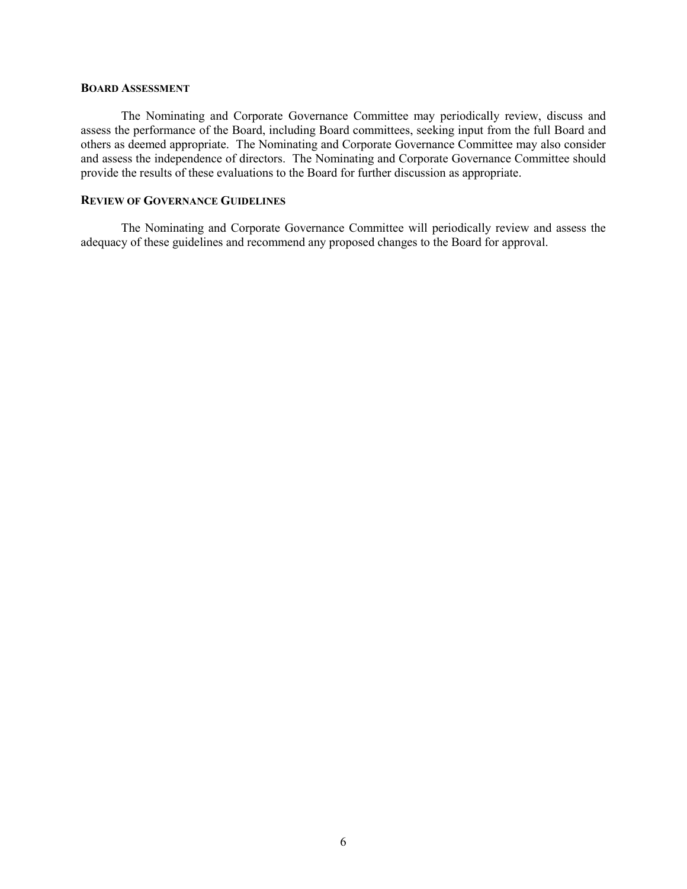**BOARD ASSESSMENT**

The Nominating and Corporate Governance Committee may periodically review, discuss and assess the performance of the Board, including Board committees, seeking input from the full Board and others as deemed appropriate. The Nominating and Corporate Governance Committee may also consider and assess the independence of directors. The Nominating and Corporate Governance Committee should provide the results of these evaluations to the Board for further discussion as appropriate.

**REVIEW OF GOVERNANCE GUIDELINES**

The Nominating and Corporate Governance Committee will periodically review and assess the adequacy of these guidelines and recommend any proposed changes to the Board for approval.